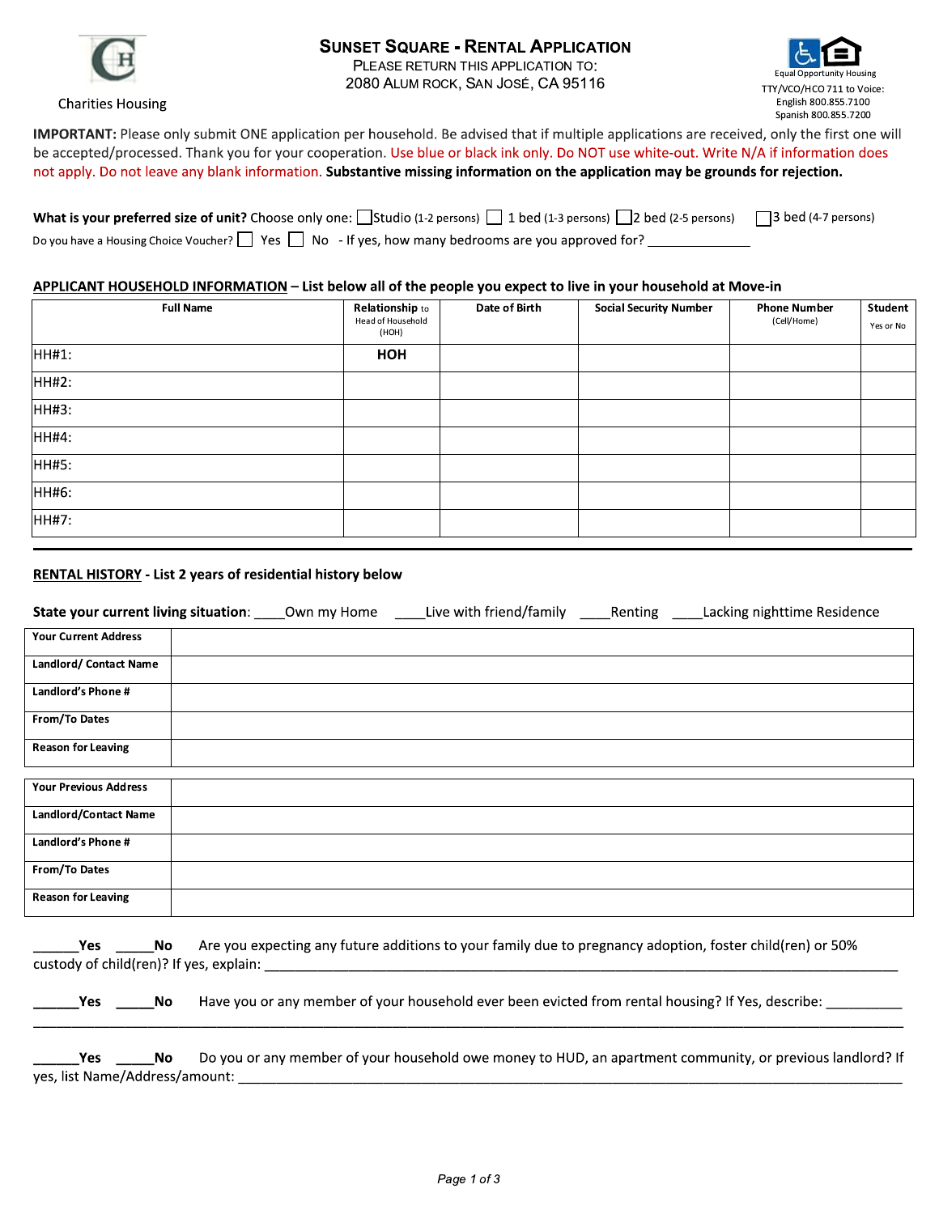Charities Housing

# SUNSET SQUARE - RENTAL APPLICATION

PLEASE RETURN THIS APPLICATION TO:
2080 ALUM ROCK, SAN JOSÉ, CA 95116

Equal Opportunity Housing
TTY/VCO/HCO 711 to Voice:
English 800.855.7100
Spanish 800.855.7200

**IMPORTANT:** Please only submit ONE application per household. Be advised that if multiple applications are received, only the first one will be accepted/processed. Thank you for your cooperation. Use blue or black ink only. Do NOT use white-out. Write N/A if information does not apply. Do not leave any blank information. **Substantive missing information on the application may be grounds for rejection.**

**What is your preferred size of unit?** Choose only one: ☐ Studio (1-2 persons) ☐ 1 bed (1-3 persons) ☐ 2 bed (2-5 persons) ☐ 3 bed (4-7 persons)

Do you have a Housing Choice Voucher? ☐ Yes ☐ No - If yes, how many bedrooms are you approved for? ______________

**APPLICANT HOUSEHOLD INFORMATION – List below all of the people you expect to live in your household at Move-in**

| Full Name | Relationship to Head of Household (HOH) | Date of Birth | Social Security Number | Phone Number (Cell/Home) | Student Yes or No |
|---|---|---|---|---|---|
| HH#1: | **HOH** | | | | |
| HH#2: | | | | | |
| HH#3: | | | | | |
| HH#4: | | | | | |
| HH#5: | | | | | |
| HH#6: | | | | | |
| HH#7: | | | | | |

---

**RENTAL HISTORY - List 2 years of residential history below**

**State your current living situation**: ____Own my Home ____Live with friend/family ____Renting ____Lacking nighttime Residence

| | |
|---|---|
| **Your Current Address** | |
| **Landlord/ Contact Name** | |
| **Landlord's Phone #** | |
| **From/To Dates** | |
| **Reason for Leaving** | |

| | |
|---|---|
| **Your Previous Address** | |
| **Landlord/Contact Name** | |
| **Landlord's Phone #** | |
| **From/To Dates** | |
| **Reason for Leaving** | |

______**Yes** _____**No** Are you expecting any future additions to your family due to pregnancy adoption, foster child(ren) or 50% custody of child(ren)? If yes, explain: ________________________________________________________________

______**Yes** _____**No** Have you or any member of your household ever been evicted from rental housing? If Yes, describe: __________
________________________________________________________________________________________________

______**Yes** _____**No** Do you or any member of your household owe money to HUD, an apartment community, or previous landlord? If yes, list Name/Address/amount: ________________________________________________________________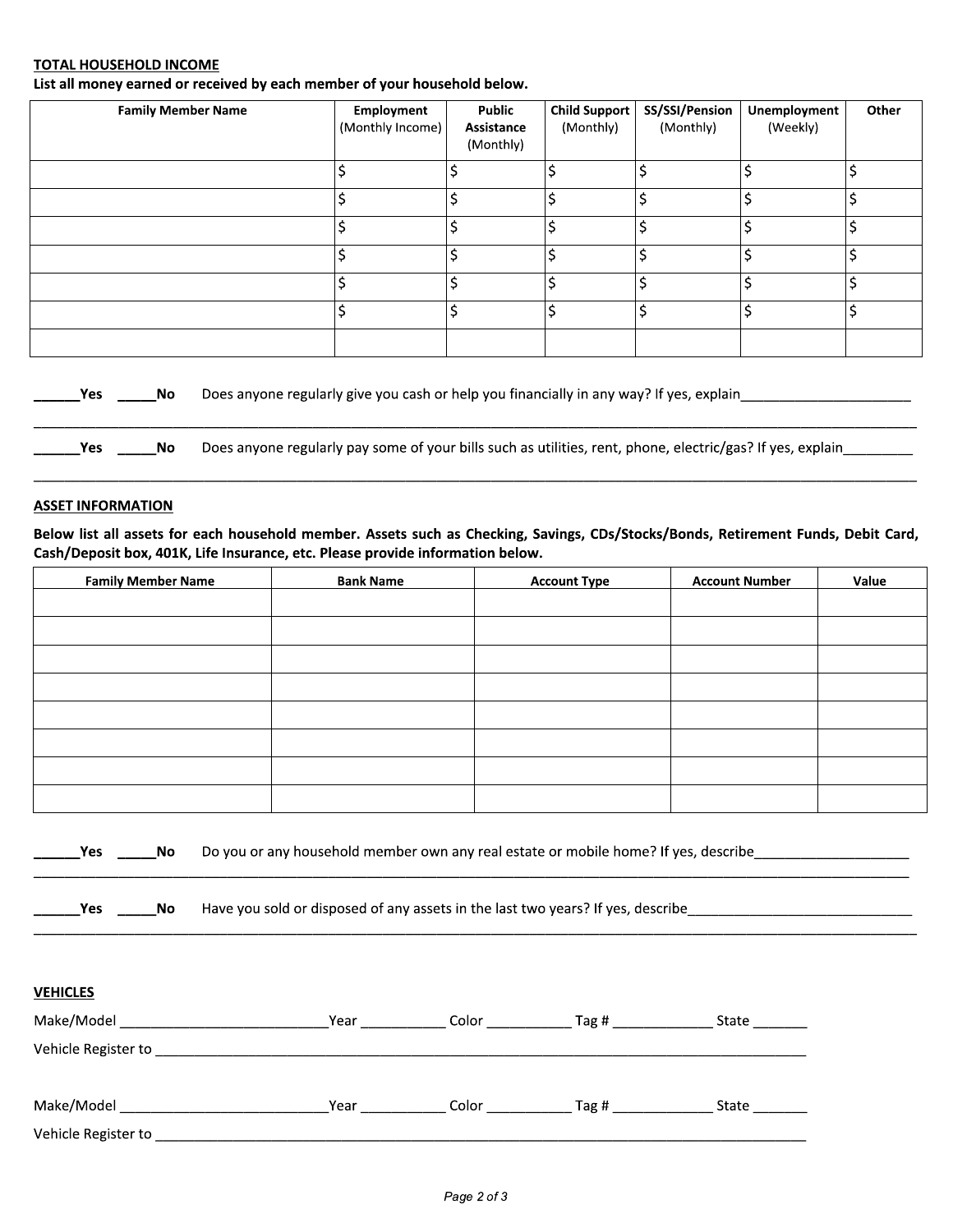**TOTAL HOUSEHOLD INCOME**

**List all money earned or received by each member of your household below.**

| Family Member Name | Employment (Monthly Income) | Public Assistance (Monthly) | Child Support (Monthly) | SS/SSI/Pension (Monthly) | Unemployment (Weekly) | Other |
|---|---|---|---|---|---|---|
| | $ | $ | $ | $ | $ | $ |
| | $ | $ | $ | $ | $ | $ |
| | $ | $ | $ | $ | $ | $ |
| | $ | $ | $ | $ | $ | $ |
| | $ | $ | $ | $ | $ | $ |
| | $ | $ | $ | $ | $ | $ |
| | | | | | | |

______Yes _____No Does anyone regularly give you cash or help you financially in any way? If yes, explain______________________

______________________________________________________________________________________________________

______Yes _____No Does anyone regularly pay some of your bills such as utilities, rent, phone, electric/gas? If yes, explain_________

______________________________________________________________________________________________________

**ASSET INFORMATION**

**Below list all assets for each household member. Assets such as Checking, Savings, CDs/Stocks/Bonds, Retirement Funds, Debit Card, Cash/Deposit box, 401K, Life Insurance, etc. Please provide information below.**

| Family Member Name | Bank Name | Account Type | Account Number | Value |
|---|---|---|---|---|
| | | | | |
| | | | | |
| | | | | |
| | | | | |
| | | | | |
| | | | | |
| | | | | |
| | | | | |

______Yes _____No Do you or any household member own any real estate or mobile home? If yes, describe____________________

______________________________________________________________________________________________________

______Yes _____No Have you sold or disposed of any assets in the last two years? If yes, describe______________________________

______________________________________________________________________________________________________

**VEHICLES**

Make/Model ___________________________Year ___________ Color ___________ Tag # _____________ State _______

Vehicle Register to ____________________________________________________________________________________

Make/Model ___________________________Year ___________ Color ___________ Tag # _____________ State _______

Vehicle Register to ____________________________________________________________________________________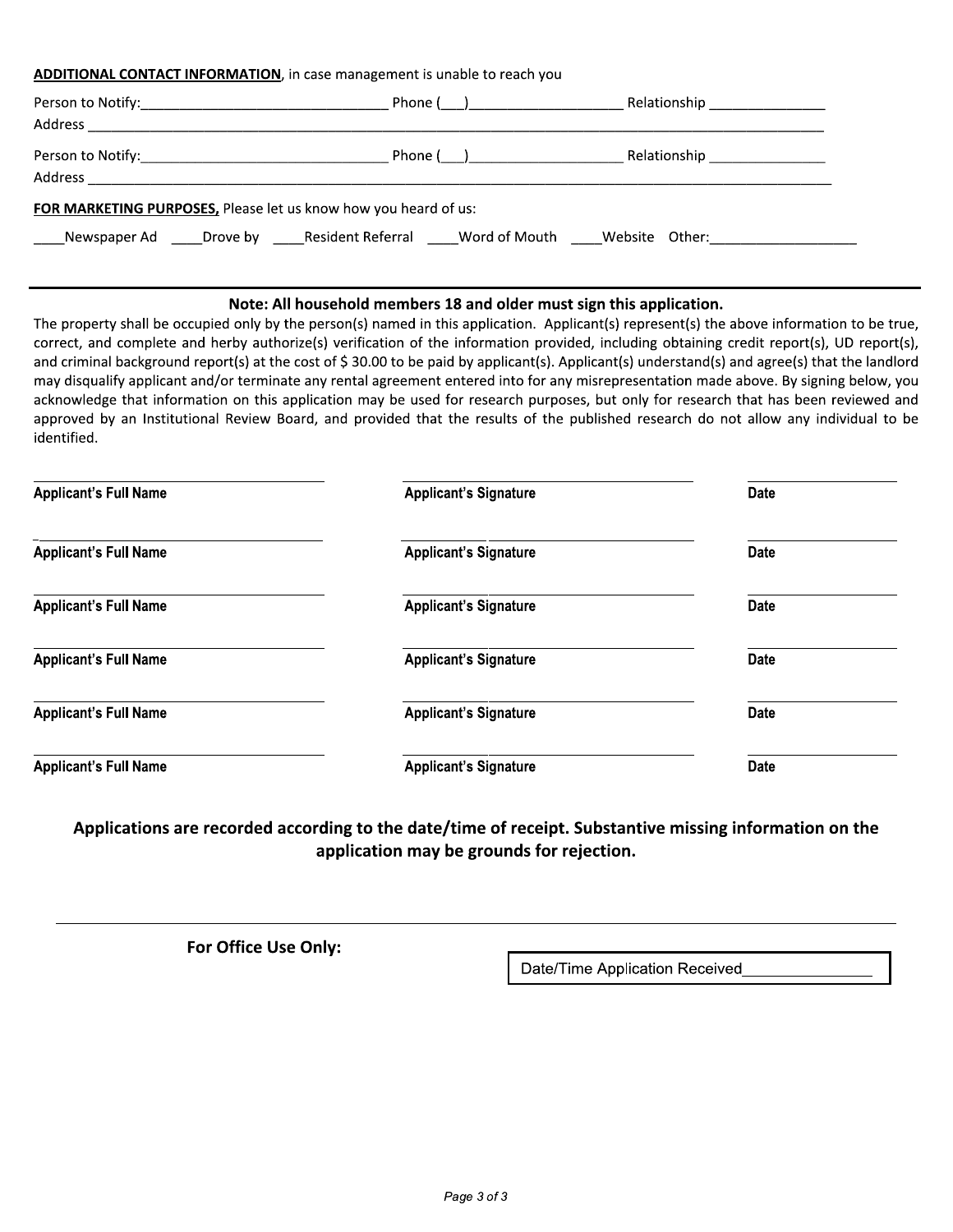**ADDITIONAL CONTACT INFORMATION**, in case management is unable to reach you

Person to Notify:_______________________________ Phone (___)___________________ Relationship _______________
Address _____________________________________________________________________________________________

Person to Notify:_______________________________ Phone (___)___________________ Relationship _______________
Address _____________________________________________________________________________________________

**FOR MARKETING PURPOSES,** Please let us know how you heard of us:

____Newspaper Ad ____Drove by ____Resident Referral ____Word of Mouth ____Website Other:___________________

---

**Note: All household members 18 and older must sign this application.**

The property shall be occupied only by the person(s) named in this application. Applicant(s) represent(s) the above information to be true, correct, and complete and herby authorize(s) verification of the information provided, including obtaining credit report(s), UD report(s), and criminal background report(s) at the cost of $ 30.00 to be paid by applicant(s). Applicant(s) understand(s) and agree(s) that the landlord may disqualify applicant and/or terminate any rental agreement entered into for any misrepresentation made above. By signing below, you acknowledge that information on this application may be used for research purposes, but only for research that has been reviewed and approved by an Institutional Review Board, and provided that the results of the published research do not allow any individual to be identified.

| Applicant's Full Name | Applicant's Signature | Date |
|---|---|---|
| | | |
| | | |
| | | |
| | | |
| | | |
| | | |

**Applications are recorded according to the date/time of receipt. Substantive missing information on the application may be grounds for rejection.**

---

**For Office Use Only:**

Date/Time Application Received_______________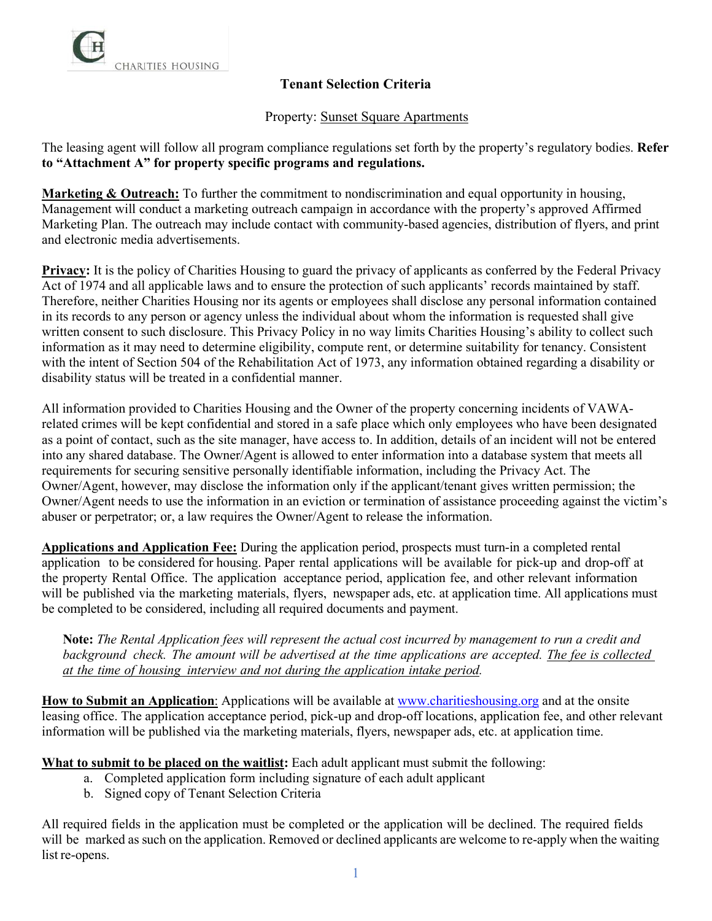CHARITIES HOUSING

# Tenant Selection Criteria

Property: Sunset Square Apartments

The leasing agent will follow all program compliance regulations set forth by the property's regulatory bodies. **Refer to "Attachment A" for property specific programs and regulations.**

**Marketing & Outreach:** To further the commitment to nondiscrimination and equal opportunity in housing, Management will conduct a marketing outreach campaign in accordance with the property's approved Affirmed Marketing Plan. The outreach may include contact with community-based agencies, distribution of flyers, and print and electronic media advertisements.

**Privacy:** It is the policy of Charities Housing to guard the privacy of applicants as conferred by the Federal Privacy Act of 1974 and all applicable laws and to ensure the protection of such applicants' records maintained by staff. Therefore, neither Charities Housing nor its agents or employees shall disclose any personal information contained in its records to any person or agency unless the individual about whom the information is requested shall give written consent to such disclosure. This Privacy Policy in no way limits Charities Housing's ability to collect such information as it may need to determine eligibility, compute rent, or determine suitability for tenancy. Consistent with the intent of Section 504 of the Rehabilitation Act of 1973, any information obtained regarding a disability or disability status will be treated in a confidential manner.

All information provided to Charities Housing and the Owner of the property concerning incidents of VAWA-related crimes will be kept confidential and stored in a safe place which only employees who have been designated as a point of contact, such as the site manager, have access to. In addition, details of an incident will not be entered into any shared database. The Owner/Agent is allowed to enter information into a database system that meets all requirements for securing sensitive personally identifiable information, including the Privacy Act. The Owner/Agent, however, may disclose the information only if the applicant/tenant gives written permission; the Owner/Agent needs to use the information in an eviction or termination of assistance proceeding against the victim's abuser or perpetrator; or, a law requires the Owner/Agent to release the information.

**Applications and Application Fee:** During the application period, prospects must turn-in a completed rental application to be considered for housing. Paper rental applications will be available for pick-up and drop-off at the property Rental Office. The application acceptance period, application fee, and other relevant information will be published via the marketing materials, flyers, newspaper ads, etc. at application time. All applications must be completed to be considered, including all required documents and payment.

> **Note:** *The Rental Application fees will represent the actual cost incurred by management to run a credit and background check. The amount will be advertised at the time applications are accepted. The fee is collected at the time of housing interview and not during the application intake period.*

**How to Submit an Application**: Applications will be available at www.charitieshousing.org and at the onsite leasing office. The application acceptance period, pick-up and drop-off locations, application fee, and other relevant information will be published via the marketing materials, flyers, newspaper ads, etc. at application time.

**What to submit to be placed on the waitlist:** Each adult applicant must submit the following:

a. Completed application form including signature of each adult applicant
b. Signed copy of Tenant Selection Criteria

All required fields in the application must be completed or the application will be declined. The required fields will be marked as such on the application. Removed or declined applicants are welcome to re-apply when the waiting list re-opens.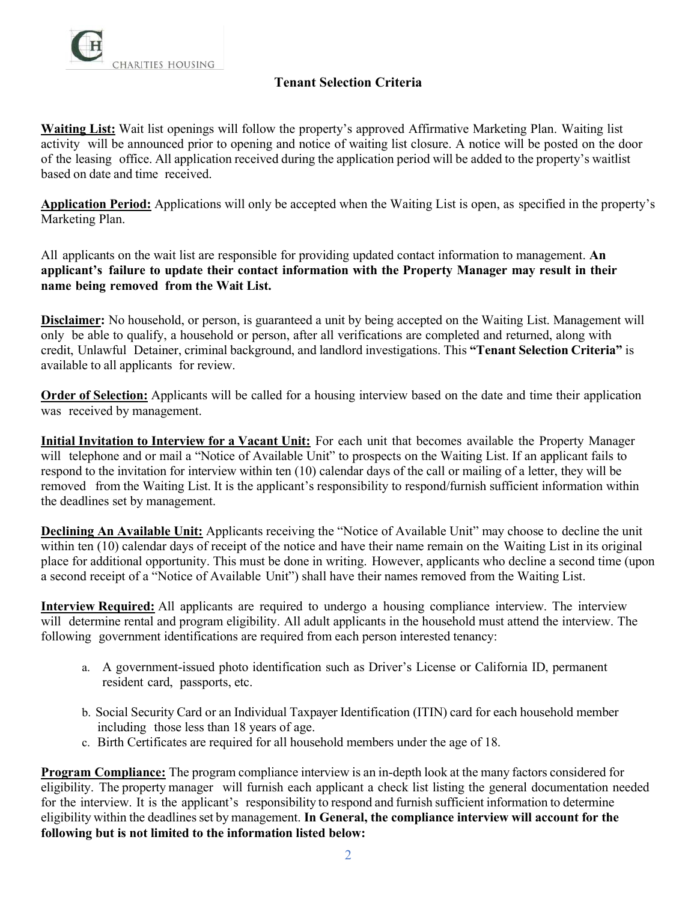CHARITIES HOUSING

## Tenant Selection Criteria

**Waiting List:** Wait list openings will follow the property's approved Affirmative Marketing Plan. Waiting list activity will be announced prior to opening and notice of waiting list closure. A notice will be posted on the door of the leasing office. All application received during the application period will be added to the property's waitlist based on date and time received.

**Application Period:** Applications will only be accepted when the Waiting List is open, as specified in the property's Marketing Plan.

All applicants on the wait list are responsible for providing updated contact information to management. **An applicant's failure to update their contact information with the Property Manager may result in their name being removed from the Wait List.**

**Disclaimer:** No household, or person, is guaranteed a unit by being accepted on the Waiting List. Management will only be able to qualify, a household or person, after all verifications are completed and returned, along with credit, Unlawful Detainer, criminal background, and landlord investigations. This **"Tenant Selection Criteria"** is available to all applicants for review.

**Order of Selection:** Applicants will be called for a housing interview based on the date and time their application was received by management.

**Initial Invitation to Interview for a Vacant Unit:** For each unit that becomes available the Property Manager will telephone and or mail a "Notice of Available Unit" to prospects on the Waiting List. If an applicant fails to respond to the invitation for interview within ten (10) calendar days of the call or mailing of a letter, they will be removed from the Waiting List. It is the applicant's responsibility to respond/furnish sufficient information within the deadlines set by management.

**Declining An Available Unit:** Applicants receiving the "Notice of Available Unit" may choose to decline the unit within ten (10) calendar days of receipt of the notice and have their name remain on the Waiting List in its original place for additional opportunity. This must be done in writing. However, applicants who decline a second time (upon a second receipt of a "Notice of Available Unit") shall have their names removed from the Waiting List.

**Interview Required:** All applicants are required to undergo a housing compliance interview. The interview will determine rental and program eligibility. All adult applicants in the household must attend the interview. The following government identifications are required from each person interested tenancy:

a. A government-issued photo identification such as Driver's License or California ID, permanent resident card, passports, etc.

b. Social Security Card or an Individual Taxpayer Identification (ITIN) card for each household member including those less than 18 years of age.

c. Birth Certificates are required for all household members under the age of 18.

**Program Compliance:** The program compliance interview is an in-depth look at the many factors considered for eligibility. The property manager will furnish each applicant a check list listing the general documentation needed for the interview. It is the applicant's responsibility to respond and furnish sufficient information to determine eligibility within the deadlines set by management. **In General, the compliance interview will account for the following but is not limited to the information listed below:**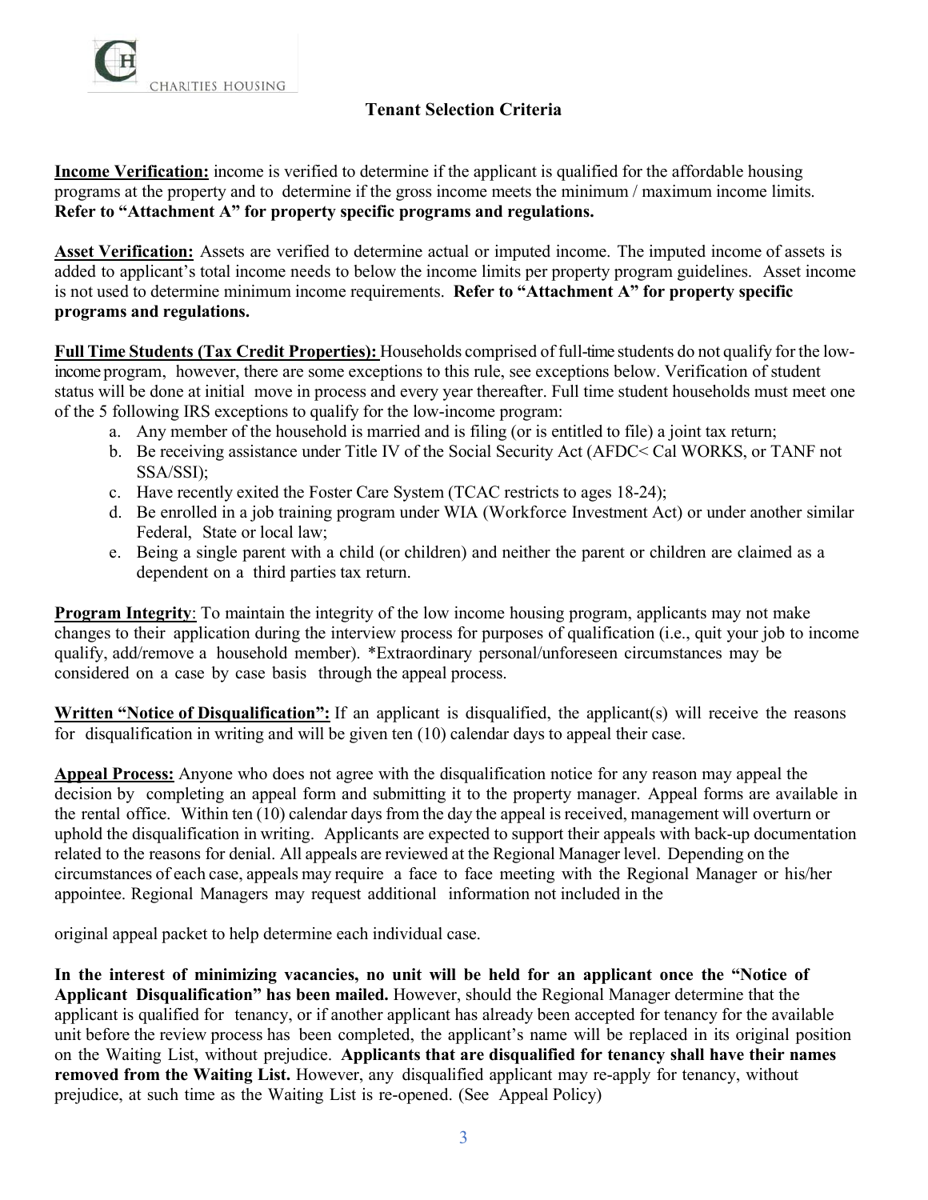CHARITIES HOUSING

## Tenant Selection Criteria

**Income Verification:** income is verified to determine if the applicant is qualified for the affordable housing programs at the property and to determine if the gross income meets the minimum / maximum income limits. **Refer to "Attachment A" for property specific programs and regulations.**

**Asset Verification:** Assets are verified to determine actual or imputed income. The imputed income of assets is added to applicant's total income needs to below the income limits per property program guidelines. Asset income is not used to determine minimum income requirements. **Refer to "Attachment A" for property specific programs and regulations.**

**Full Time Students (Tax Credit Properties):** Households comprised of full-time students do not qualify for the low-income program, however, there are some exceptions to this rule, see exceptions below. Verification of student status will be done at initial move in process and every year thereafter. Full time student households must meet one of the 5 following IRS exceptions to qualify for the low-income program:

a. Any member of the household is married and is filing (or is entitled to file) a joint tax return;
b. Be receiving assistance under Title IV of the Social Security Act (AFDC< Cal WORKS, or TANF not SSA/SSI);
c. Have recently exited the Foster Care System (TCAC restricts to ages 18-24);
d. Be enrolled in a job training program under WIA (Workforce Investment Act) or under another similar Federal, State or local law;
e. Being a single parent with a child (or children) and neither the parent or children are claimed as a dependent on a third parties tax return.

**Program Integrity**: To maintain the integrity of the low income housing program, applicants may not make changes to their application during the interview process for purposes of qualification (i.e., quit your job to income qualify, add/remove a household member). *Extraordinary personal/unforeseen circumstances may be considered on a case by case basis through the appeal process.

**Written "Notice of Disqualification":** If an applicant is disqualified, the applicant(s) will receive the reasons for disqualification in writing and will be given ten (10) calendar days to appeal their case.

**Appeal Process:** Anyone who does not agree with the disqualification notice for any reason may appeal the decision by completing an appeal form and submitting it to the property manager. Appeal forms are available in the rental office. Within ten (10) calendar days from the day the appeal is received, management will overturn or uphold the disqualification in writing. Applicants are expected to support their appeals with back-up documentation related to the reasons for denial. All appeals are reviewed at the Regional Manager level. Depending on the circumstances of each case, appeals may require a face to face meeting with the Regional Manager or his/her appointee. Regional Managers may request additional information not included in the original appeal packet to help determine each individual case.

**In the interest of minimizing vacancies, no unit will be held for an applicant once the "Notice of Applicant Disqualification" has been mailed.** However, should the Regional Manager determine that the applicant is qualified for tenancy, or if another applicant has already been accepted for tenancy for the available unit before the review process has been completed, the applicant's name will be replaced in its original position on the Waiting List, without prejudice. **Applicants that are disqualified for tenancy shall have their names removed from the Waiting List.** However, any disqualified applicant may re-apply for tenancy, without prejudice, at such time as the Waiting List is re-opened. (See Appeal Policy)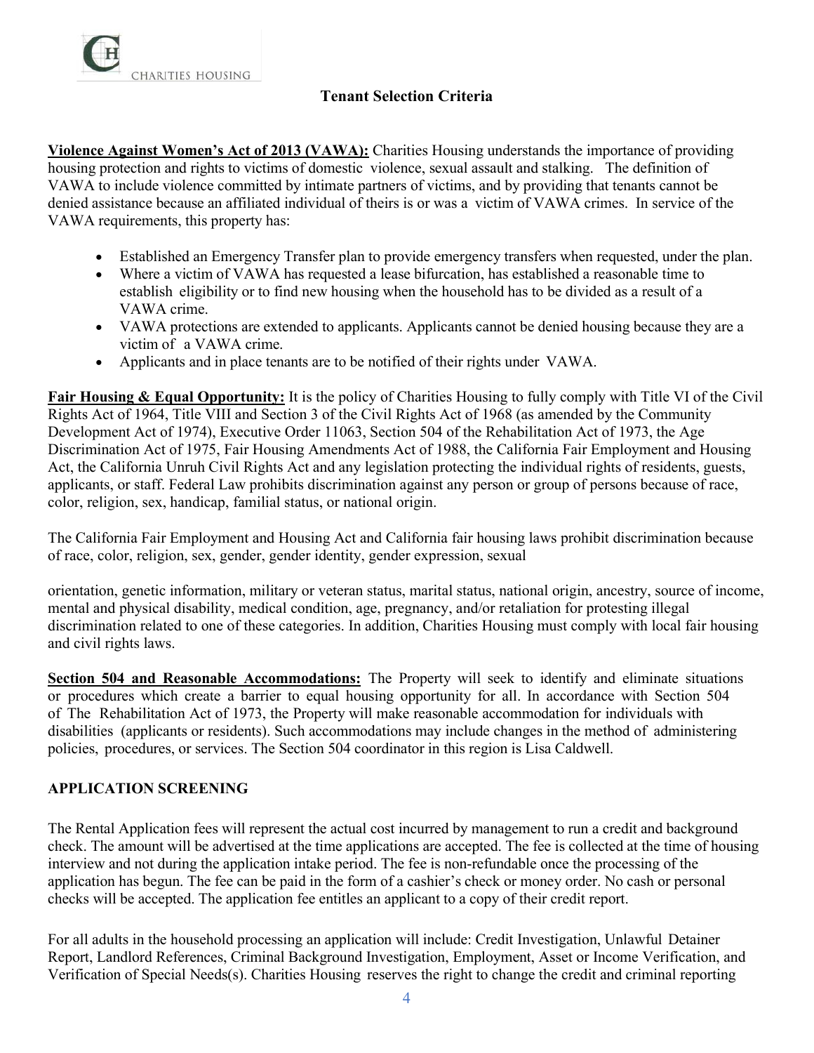## Tenant Selection Criteria

**Violence Against Women's Act of 2013 (VAWA):** Charities Housing understands the importance of providing housing protection and rights to victims of domestic violence, sexual assault and stalking. The definition of VAWA to include violence committed by intimate partners of victims, and by providing that tenants cannot be denied assistance because an affiliated individual of theirs is or was a victim of VAWA crimes. In service of the VAWA requirements, this property has:

- Established an Emergency Transfer plan to provide emergency transfers when requested, under the plan.
- Where a victim of VAWA has requested a lease bifurcation, has established a reasonable time to establish eligibility or to find new housing when the household has to be divided as a result of a VAWA crime.
- VAWA protections are extended to applicants. Applicants cannot be denied housing because they are a victim of a VAWA crime.
- Applicants and in place tenants are to be notified of their rights under VAWA.

**Fair Housing & Equal Opportunity:** It is the policy of Charities Housing to fully comply with Title VI of the Civil Rights Act of 1964, Title VIII and Section 3 of the Civil Rights Act of 1968 (as amended by the Community Development Act of 1974), Executive Order 11063, Section 504 of the Rehabilitation Act of 1973, the Age Discrimination Act of 1975, Fair Housing Amendments Act of 1988, the California Fair Employment and Housing Act, the California Unruh Civil Rights Act and any legislation protecting the individual rights of residents, guests, applicants, or staff. Federal Law prohibits discrimination against any person or group of persons because of race, color, religion, sex, handicap, familial status, or national origin.

The California Fair Employment and Housing Act and California fair housing laws prohibit discrimination because of race, color, religion, sex, gender, gender identity, gender expression, sexual

orientation, genetic information, military or veteran status, marital status, national origin, ancestry, source of income, mental and physical disability, medical condition, age, pregnancy, and/or retaliation for protesting illegal discrimination related to one of these categories. In addition, Charities Housing must comply with local fair housing and civil rights laws.

**Section 504 and Reasonable Accommodations:** The Property will seek to identify and eliminate situations or procedures which create a barrier to equal housing opportunity for all. In accordance with Section 504 of The Rehabilitation Act of 1973, the Property will make reasonable accommodation for individuals with disabilities (applicants or residents). Such accommodations may include changes in the method of administering policies, procedures, or services. The Section 504 coordinator in this region is Lisa Caldwell.

### APPLICATION SCREENING

The Rental Application fees will represent the actual cost incurred by management to run a credit and background check. The amount will be advertised at the time applications are accepted. The fee is collected at the time of housing interview and not during the application intake period. The fee is non-refundable once the processing of the application has begun. The fee can be paid in the form of a cashier's check or money order. No cash or personal checks will be accepted. The application fee entitles an applicant to a copy of their credit report.

For all adults in the household processing an application will include: Credit Investigation, Unlawful Detainer Report, Landlord References, Criminal Background Investigation, Employment, Asset or Income Verification, and Verification of Special Needs(s). Charities Housing reserves the right to change the credit and criminal reporting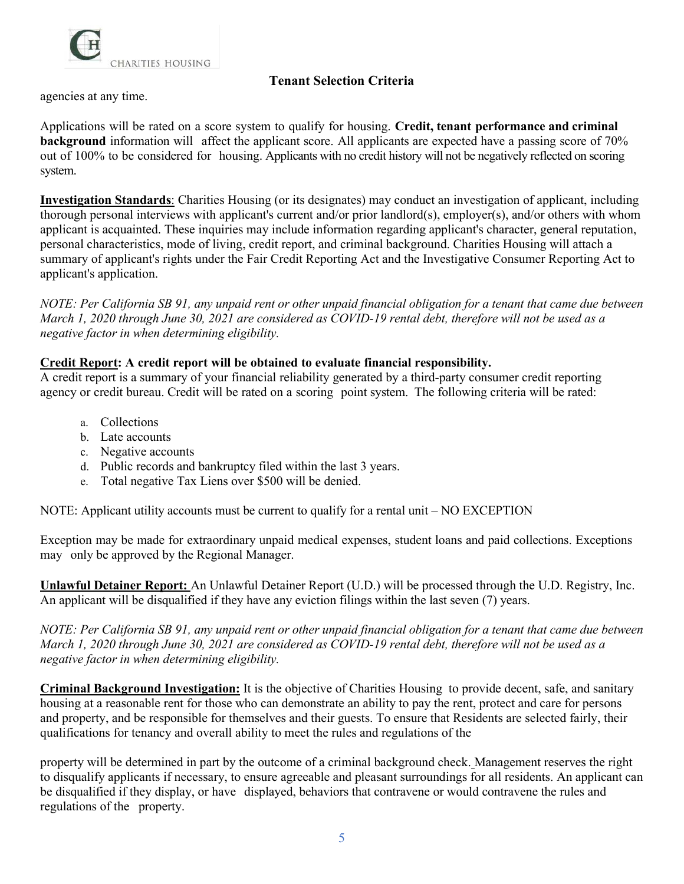agencies at any time.

Applications will be rated on a score system to qualify for housing. **Credit, tenant performance and criminal background** information will affect the applicant score. All applicants are expected have a passing score of 70% out of 100% to be considered for housing. Applicants with no credit history will not be negatively reflected on scoring system.

**Investigation Standards**: Charities Housing (or its designates) may conduct an investigation of applicant, including thorough personal interviews with applicant's current and/or prior landlord(s), employer(s), and/or others with whom applicant is acquainted. These inquiries may include information regarding applicant's character, general reputation, personal characteristics, mode of living, credit report, and criminal background. Charities Housing will attach a summary of applicant's rights under the Fair Credit Reporting Act and the Investigative Consumer Reporting Act to applicant's application.

*NOTE: Per California SB 91, any unpaid rent or other unpaid financial obligation for a tenant that came due between March 1, 2020 through June 30, 2021 are considered as COVID-19 rental debt, therefore will not be used as a negative factor in when determining eligibility.*

**Credit Report: A credit report will be obtained to evaluate financial responsibility.**

A credit report is a summary of your financial reliability generated by a third-party consumer credit reporting agency or credit bureau. Credit will be rated on a scoring point system. The following criteria will be rated:

a. Collections
b. Late accounts
c. Negative accounts
d. Public records and bankruptcy filed within the last 3 years.
e. Total negative Tax Liens over $500 will be denied.

NOTE: Applicant utility accounts must be current to qualify for a rental unit – NO EXCEPTION

Exception may be made for extraordinary unpaid medical expenses, student loans and paid collections. Exceptions may only be approved by the Regional Manager.

**Unlawful Detainer Report:** An Unlawful Detainer Report (U.D.) will be processed through the U.D. Registry, Inc. An applicant will be disqualified if they have any eviction filings within the last seven (7) years.

*NOTE: Per California SB 91, any unpaid rent or other unpaid financial obligation for a tenant that came due between March 1, 2020 through June 30, 2021 are considered as COVID-19 rental debt, therefore will not be used as a negative factor in when determining eligibility.*

**Criminal Background Investigation:** It is the objective of Charities Housing to provide decent, safe, and sanitary housing at a reasonable rent for those who can demonstrate an ability to pay the rent, protect and care for persons and property, and be responsible for themselves and their guests. To ensure that Residents are selected fairly, their qualifications for tenancy and overall ability to meet the rules and regulations of the property will be determined in part by the outcome of a criminal background check. Management reserves the right to disqualify applicants if necessary, to ensure agreeable and pleasant surroundings for all residents. An applicant can be disqualified if they display, or have displayed, behaviors that contravene or would contravene the rules and regulations of the property.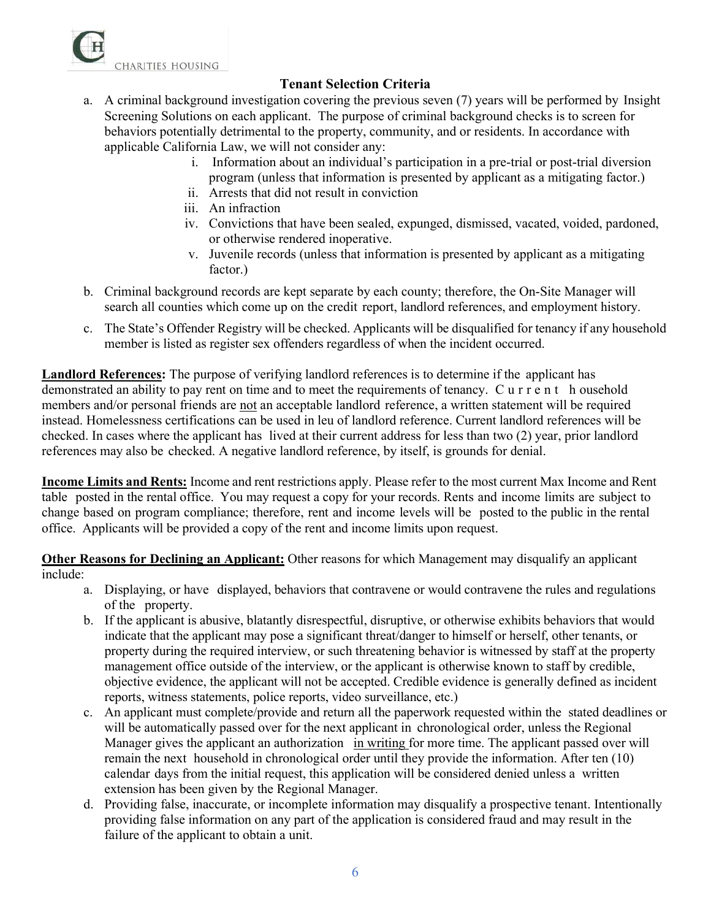## Tenant Selection Criteria

a. A criminal background investigation covering the previous seven (7) years will be performed by Insight Screening Solutions on each applicant. The purpose of criminal background checks is to screen for behaviors potentially detrimental to the property, community, and or residents. In accordance with applicable California Law, we will not consider any:
   i. Information about an individual's participation in a pre-trial or post-trial diversion program (unless that information is presented by applicant as a mitigating factor.)
   ii. Arrests that did not result in conviction
   iii. An infraction
   iv. Convictions that have been sealed, expunged, dismissed, vacated, voided, pardoned, or otherwise rendered inoperative.
   v. Juvenile records (unless that information is presented by applicant as a mitigating factor.)

b. Criminal background records are kept separate by each county; therefore, the On-Site Manager will search all counties which come up on the credit report, landlord references, and employment history.

c. The State's Offender Registry will be checked. Applicants will be disqualified for tenancy if any household member is listed as register sex offenders regardless of when the incident occurred.

**Landlord References:** The purpose of verifying landlord references is to determine if the applicant has demonstrated an ability to pay rent on time and to meet the requirements of tenancy. Current household members and/or personal friends are not an acceptable landlord reference, a written statement will be required instead. Homelessness certifications can be used in leu of landlord reference. Current landlord references will be checked. In cases where the applicant has lived at their current address for less than two (2) year, prior landlord references may also be checked. A negative landlord reference, by itself, is grounds for denial.

**Income Limits and Rents:** Income and rent restrictions apply. Please refer to the most current Max Income and Rent table posted in the rental office. You may request a copy for your records. Rents and income limits are subject to change based on program compliance; therefore, rent and income levels will be posted to the public in the rental office. Applicants will be provided a copy of the rent and income limits upon request.

**Other Reasons for Declining an Applicant:** Other reasons for which Management may disqualify an applicant include:

a. Displaying, or have displayed, behaviors that contravene or would contravene the rules and regulations of the property.

b. If the applicant is abusive, blatantly disrespectful, disruptive, or otherwise exhibits behaviors that would indicate that the applicant may pose a significant threat/danger to himself or herself, other tenants, or property during the required interview, or such threatening behavior is witnessed by staff at the property management office outside of the interview, or the applicant is otherwise known to staff by credible, objective evidence, the applicant will not be accepted. Credible evidence is generally defined as incident reports, witness statements, police reports, video surveillance, etc.)

c. An applicant must complete/provide and return all the paperwork requested within the stated deadlines or will be automatically passed over for the next applicant in chronological order, unless the Regional Manager gives the applicant an authorization in writing for more time. The applicant passed over will remain the next household in chronological order until they provide the information. After ten (10) calendar days from the initial request, this application will be considered denied unless a written extension has been given by the Regional Manager.

d. Providing false, inaccurate, or incomplete information may disqualify a prospective tenant. Intentionally providing false information on any part of the application is considered fraud and may result in the failure of the applicant to obtain a unit.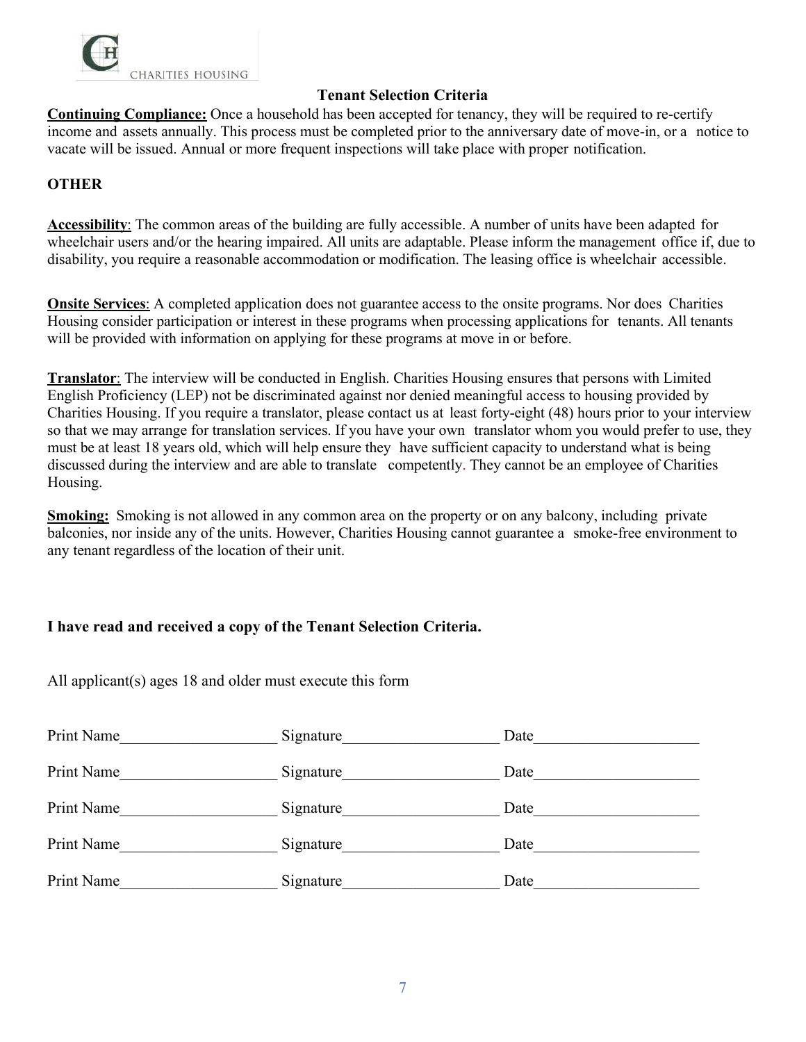## Tenant Selection Criteria

**Continuing Compliance:** Once a household has been accepted for tenancy, they will be required to re-certify income and assets annually. This process must be completed prior to the anniversary date of move-in, or a notice to vacate will be issued. Annual or more frequent inspections will take place with proper notification.

### OTHER

**Accessibility**: The common areas of the building are fully accessible. A number of units have been adapted for wheelchair users and/or the hearing impaired. All units are adaptable. Please inform the management office if, due to disability, you require a reasonable accommodation or modification. The leasing office is wheelchair accessible.

**Onsite Services**: A completed application does not guarantee access to the onsite programs. Nor does Charities Housing consider participation or interest in these programs when processing applications for tenants. All tenants will be provided with information on applying for these programs at move in or before.

**Translator**: The interview will be conducted in English. Charities Housing ensures that persons with Limited English Proficiency (LEP) not be discriminated against nor denied meaningful access to housing provided by Charities Housing. If you require a translator, please contact us at least forty-eight (48) hours prior to your interview so that we may arrange for translation services. If you have your own translator whom you would prefer to use, they must be at least 18 years old, which will help ensure they have sufficient capacity to understand what is being discussed during the interview and are able to translate competently. They cannot be an employee of Charities Housing.

**Smoking:** Smoking is not allowed in any common area on the property or on any balcony, including private balconies, nor inside any of the units. However, Charities Housing cannot guarantee a smoke-free environment to any tenant regardless of the location of their unit.

**I have read and received a copy of the Tenant Selection Criteria.**

All applicant(s) ages 18 and older must execute this form

Print Name____________________ Signature____________________ Date_____________________

Print Name____________________ Signature____________________ Date_____________________

Print Name____________________ Signature____________________ Date_____________________

Print Name____________________ Signature____________________ Date_____________________

Print Name____________________ Signature____________________ Date_____________________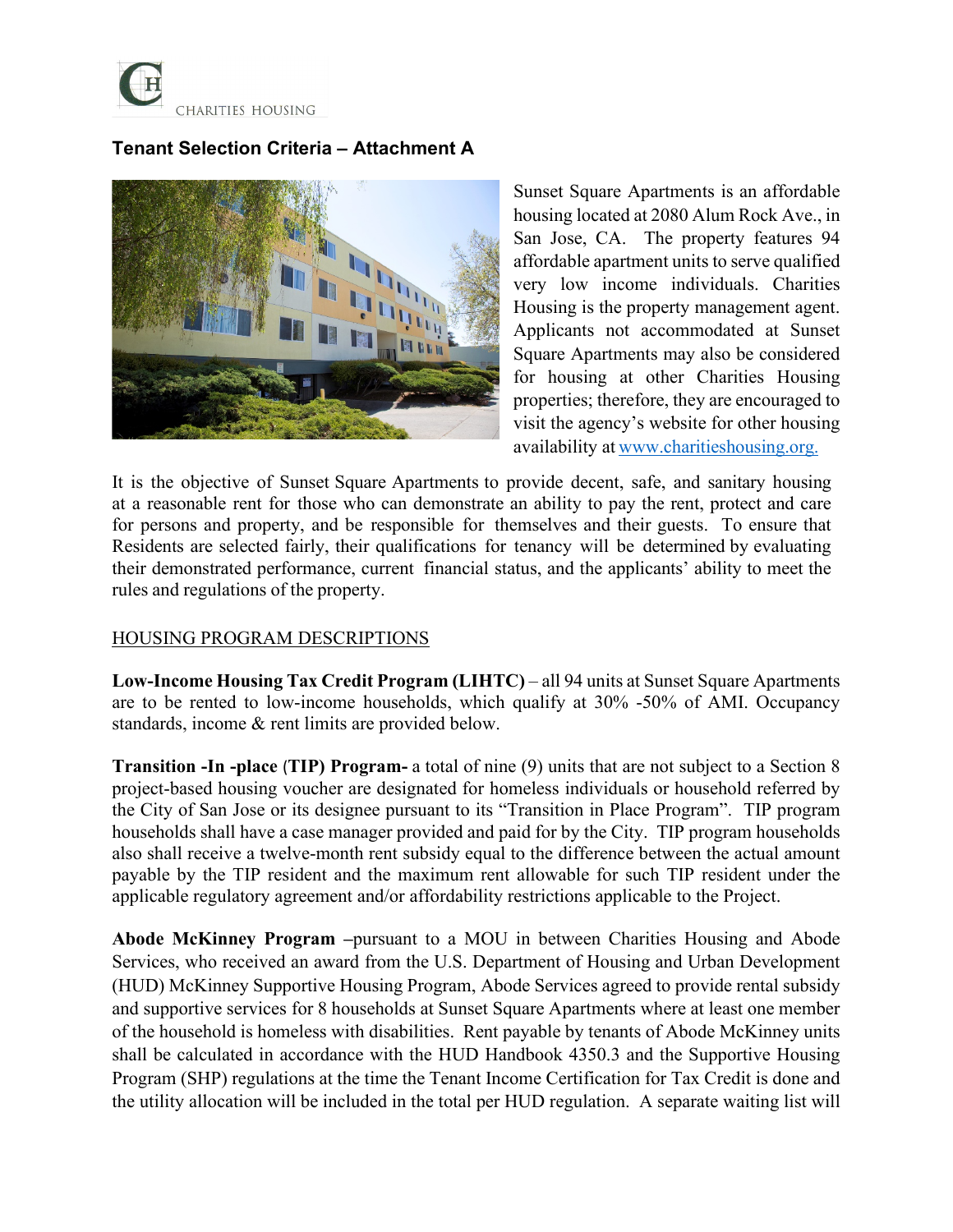CHARITIES HOUSING

## Tenant Selection Criteria – Attachment A

Sunset Square Apartments is an affordable housing located at 2080 Alum Rock Ave., in San Jose, CA. The property features 94 affordable apartment units to serve qualified very low income individuals. Charities Housing is the property management agent. Applicants not accommodated at Sunset Square Apartments may also be considered for housing at other Charities Housing properties; therefore, they are encouraged to visit the agency's website for other housing availability at [www.charitieshousing.org.](http://www.charitieshousing.org)

It is the objective of Sunset Square Apartments to provide decent, safe, and sanitary housing at a reasonable rent for those who can demonstrate an ability to pay the rent, protect and care for persons and property, and be responsible for themselves and their guests. To ensure that Residents are selected fairly, their qualifications for tenancy will be determined by evaluating their demonstrated performance, current financial status, and the applicants' ability to meet the rules and regulations of the property.

<u>HOUSING PROGRAM DESCRIPTIONS</u>

**Low-Income Housing Tax Credit Program (LIHTC)** – all 94 units at Sunset Square Apartments are to be rented to low-income households, which qualify at 30% -50% of AMI. Occupancy standards, income & rent limits are provided below.

**Transition -In -place (TIP) Program-** a total of nine (9) units that are not subject to a Section 8 project-based housing voucher are designated for homeless individuals or household referred by the City of San Jose or its designee pursuant to its "Transition in Place Program". TIP program households shall have a case manager provided and paid for by the City. TIP program households also shall receive a twelve-month rent subsidy equal to the difference between the actual amount payable by the TIP resident and the maximum rent allowable for such TIP resident under the applicable regulatory agreement and/or affordability restrictions applicable to the Project.

**Abode McKinney Program** –pursuant to a MOU in between Charities Housing and Abode Services, who received an award from the U.S. Department of Housing and Urban Development (HUD) McKinney Supportive Housing Program, Abode Services agreed to provide rental subsidy and supportive services for 8 households at Sunset Square Apartments where at least one member of the household is homeless with disabilities. Rent payable by tenants of Abode McKinney units shall be calculated in accordance with the HUD Handbook 4350.3 and the Supportive Housing Program (SHP) regulations at the time the Tenant Income Certification for Tax Credit is done and the utility allocation will be included in the total per HUD regulation. A separate waiting list will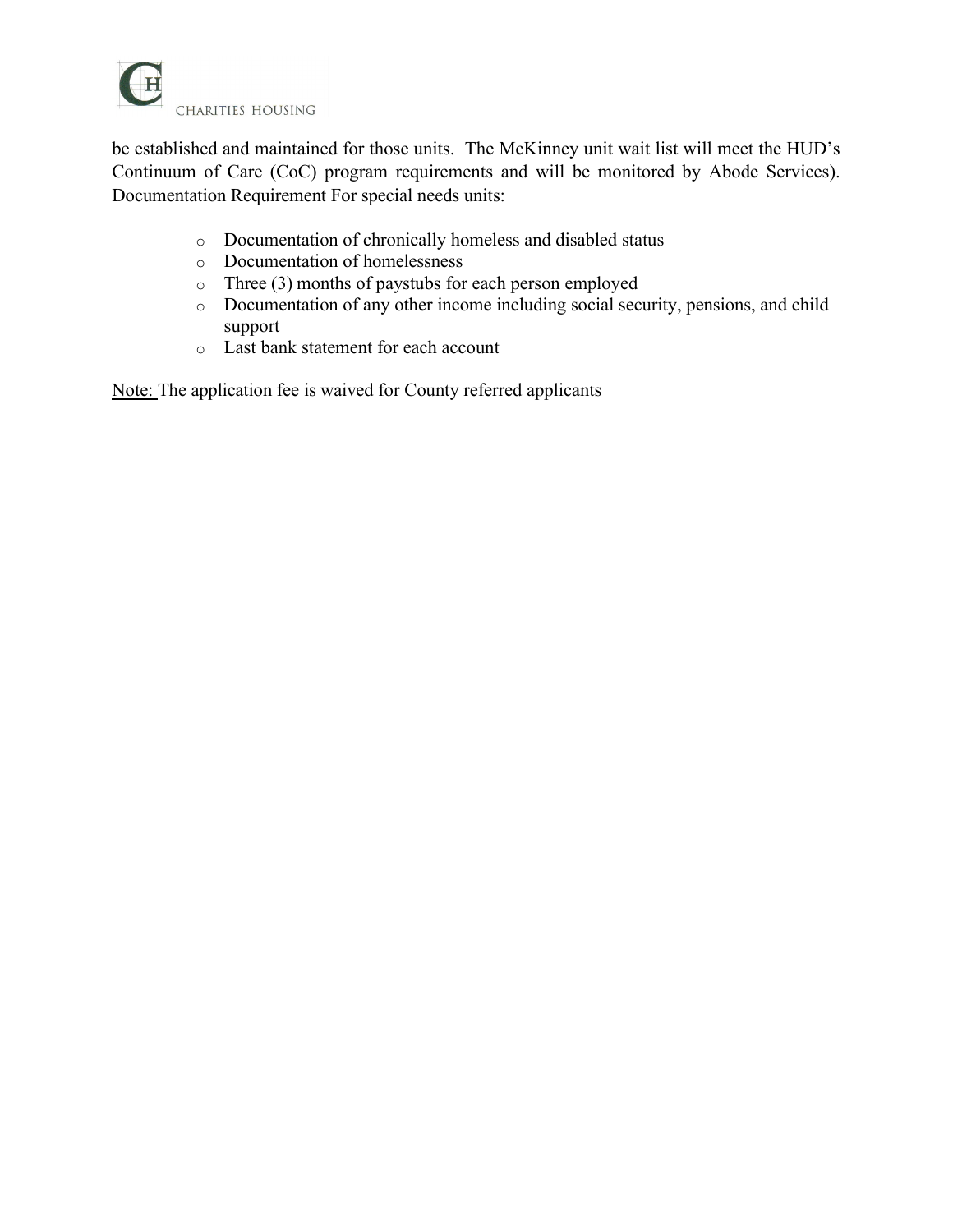be established and maintained for those units. The McKinney unit wait list will meet the HUD's Continuum of Care (CoC) program requirements and will be monitored by Abode Services). Documentation Requirement For special needs units:

- Documentation of chronically homeless and disabled status
- Documentation of homelessness
- Three (3) months of paystubs for each person employed
- Documentation of any other income including social security, pensions, and child support
- Last bank statement for each account

<u>Note:</u> The application fee is waived for County referred applicants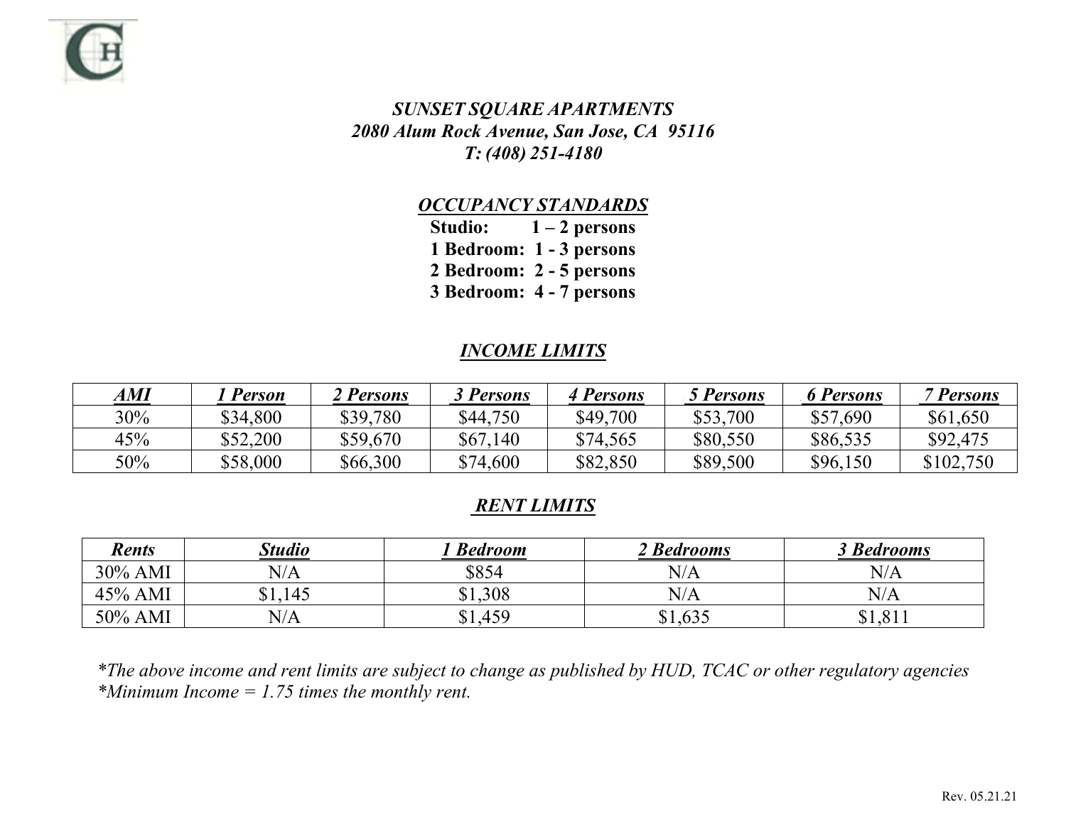***SUNSET SQUARE APARTMENTS***
***2080 Alum Rock Avenue, San Jose, CA 95116***
***T: (408) 251-4180***

## ***OCCUPANCY STANDARDS***

**Studio: 1 – 2 persons**
**1 Bedroom: 1 - 3 persons**
**2 Bedroom: 2 - 5 persons**
**3 Bedroom: 4 - 7 persons**

## ***INCOME LIMITS***

| AMI | 1 Person | 2 Persons | 3 Persons | 4 Persons | 5 Persons | 6 Persons | 7 Persons |
|---|---|---|---|---|---|---|---|
| 30% | $34,800 | $39,780 | $44,750 | $49,700 | $53,700 | $57,690 | $61,650 |
| 45% | $52,200 | $59,670 | $67,140 | $74,565 | $80,550 | $86,535 | $92,475 |
| 50% | $58,000 | $66,300 | $74,600 | $82,850 | $89,500 | $96,150 | $102,750 |

## ***RENT LIMITS***

| Rents | Studio | 1 Bedroom | 2 Bedrooms | 3 Bedrooms |
|---|---|---|---|---|
| 30% AMI | N/A | $854 | N/A | N/A |
| 45% AMI | $1,145 | $1,308 | N/A | N/A |
| 50% AMI | N/A | $1,459 | $1,635 | $1,811 |

**The above income and rent limits are subject to change as published by HUD, TCAC or other regulatory agencies*
**Minimum Income = 1.75 times the monthly rent.*

Rev. 05.21.21